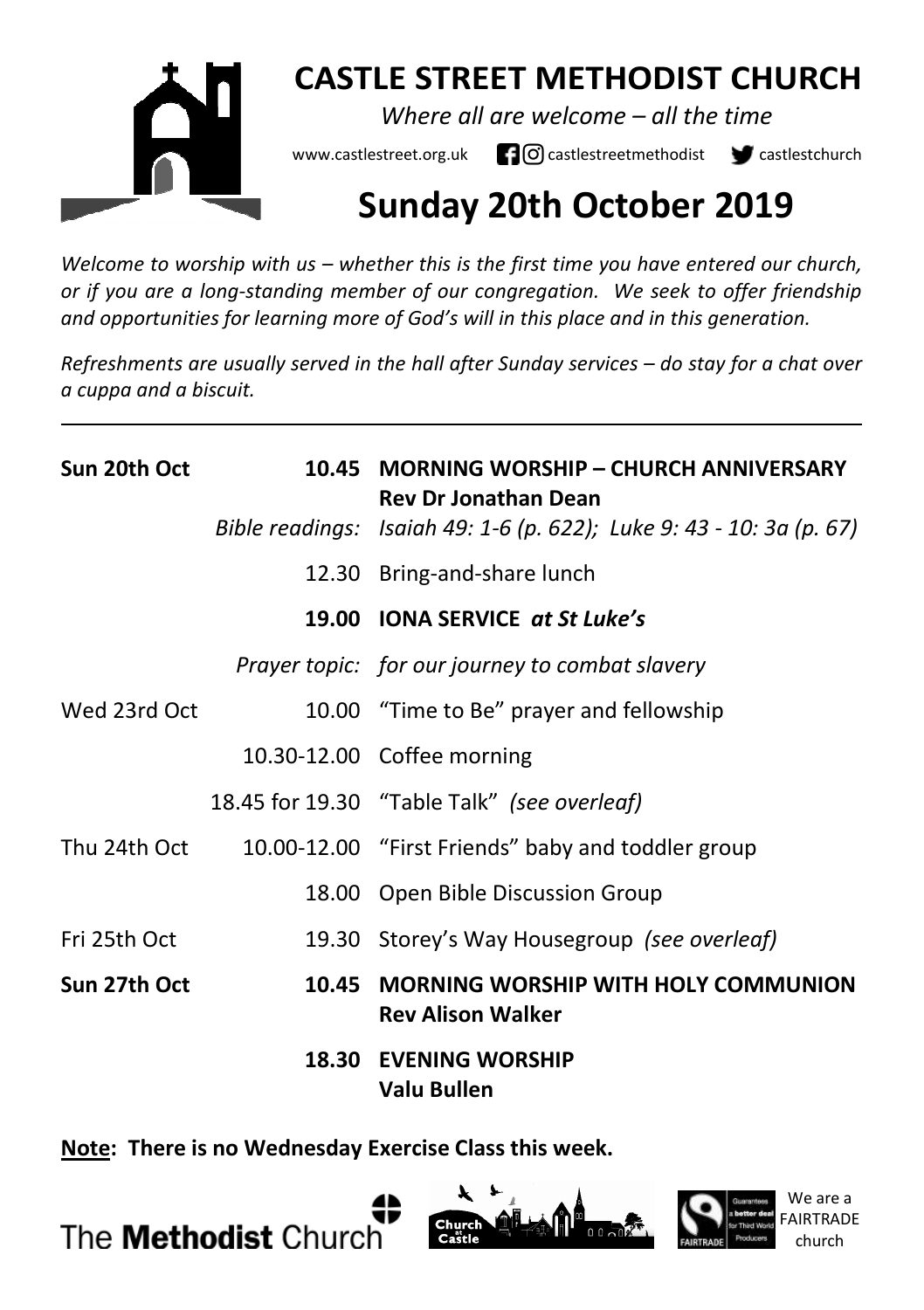# CASTLE STREET METHODIST CHURCH

*Where all are welcome – all the time*

www.castlestreet.org.uk castlestreetmethodist castlestchurch

# Sunday 20th October 2019

*Welcome to worship with us – whether this is the first time you have entered our church, or if you are a long-standing member of our congregation. We seek to offer friendship and opportunities for learning more of God's will in this place and in this generation.*

*Refreshments are usually served in the hall after Sunday services – do stay for a chat over a cuppa and a biscuit.*

---

| | | |
|---|---|---|
| **Sun 20th Oct** | **10.45** | **MORNING WORSHIP – CHURCH ANNIVERSARY** **Rev Dr Jonathan Dean** |
| | *Bible readings:* | *Isaiah 49: 1-6 (p. 622); Luke 9: 43 - 10: 3a (p. 67)* |
| | 12.30 | Bring-and-share lunch |
| | **19.00** | **IONA SERVICE** ***at St Luke's*** |
| | *Prayer topic:* | *for our journey to combat slavery* |
| Wed 23rd Oct | 10.00 | "Time to Be" prayer and fellowship |
| | 10.30-12.00 | Coffee morning |
| | 18.45 for 19.30 | "Table Talk" *(see overleaf)* |
| Thu 24th Oct | 10.00-12.00 | "First Friends" baby and toddler group |
| | 18.00 | Open Bible Discussion Group |
| Fri 25th Oct | 19.30 | Storey's Way Housegroup *(see overleaf)* |
| **Sun 27th Oct** | **10.45** | **MORNING WORSHIP WITH HOLY COMMUNION** **Rev Alison Walker** |
| | **18.30** | **EVENING WORSHIP** **Valu Bullen** |

**Note: There is no Wednesday Exercise Class this week.**

The Methodist Church

We are a FAIRTRADE church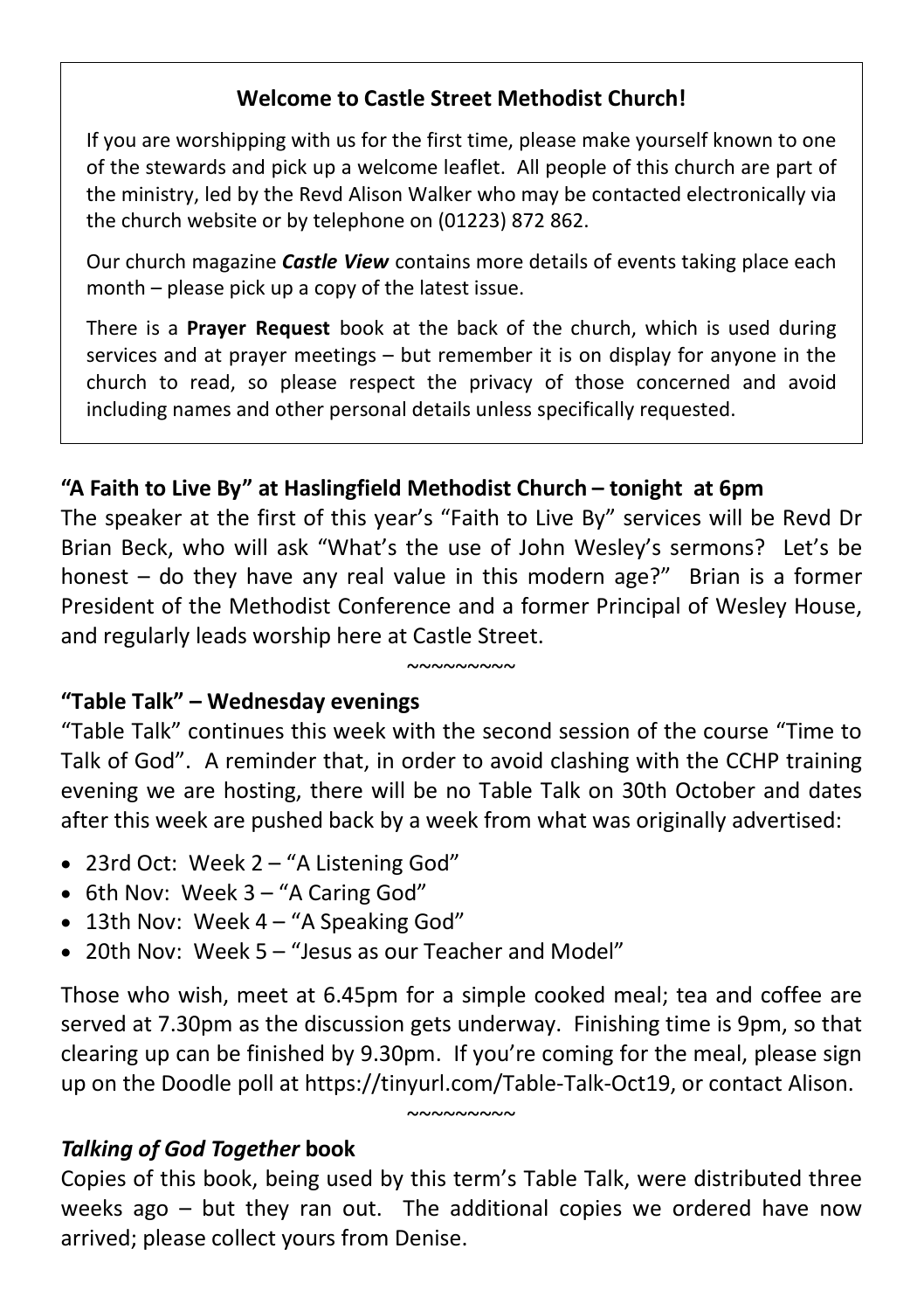### Welcome to Castle Street Methodist Church!

If you are worshipping with us for the first time, please make yourself known to one of the stewards and pick up a welcome leaflet. All people of this church are part of the ministry, led by the Revd Alison Walker who may be contacted electronically via the church website or by telephone on (01223) 872 862.

Our church magazine ***Castle View*** contains more details of events taking place each month – please pick up a copy of the latest issue.

There is a **Prayer Request** book at the back of the church, which is used during services and at prayer meetings – but remember it is on display for anyone in the church to read, so please respect the privacy of those concerned and avoid including names and other personal details unless specifically requested.

### "A Faith to Live By" at Haslingfield Methodist Church – tonight at 6pm

The speaker at the first of this year's "Faith to Live By" services will be Revd Dr Brian Beck, who will ask "What's the use of John Wesley's sermons? Let's be honest – do they have any real value in this modern age?" Brian is a former President of the Methodist Conference and a former Principal of Wesley House, and regularly leads worship here at Castle Street.

~~~~~~~~~

### "Table Talk" – Wednesday evenings

"Table Talk" continues this week with the second session of the course "Time to Talk of God". A reminder that, in order to avoid clashing with the CCHP training evening we are hosting, there will be no Table Talk on 30th October and dates after this week are pushed back by a week from what was originally advertised:

- 23rd Oct: Week 2 – "A Listening God"
- 6th Nov: Week 3 – "A Caring God"
- 13th Nov: Week 4 – "A Speaking God"
- 20th Nov: Week 5 – "Jesus as our Teacher and Model"

Those who wish, meet at 6.45pm for a simple cooked meal; tea and coffee are served at 7.30pm as the discussion gets underway. Finishing time is 9pm, so that clearing up can be finished by 9.30pm. If you're coming for the meal, please sign up on the Doodle poll at https://tinyurl.com/Table-Talk-Oct19, or contact Alison.

~~~~~~~~~

### *Talking of God Together* book

Copies of this book, being used by this term's Table Talk, were distributed three weeks ago – but they ran out. The additional copies we ordered have now arrived; please collect yours from Denise.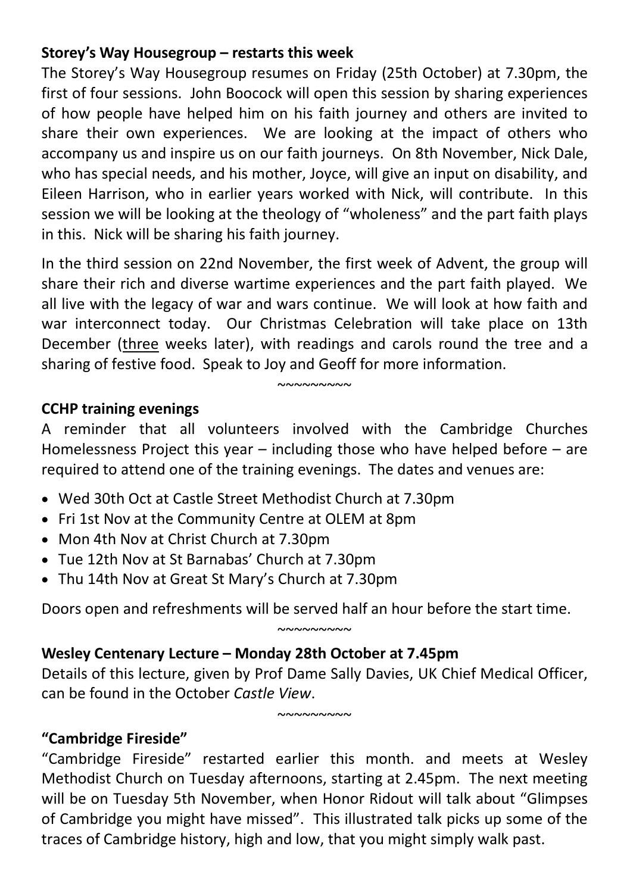**Storey's Way Housegroup – restarts this week**

The Storey's Way Housegroup resumes on Friday (25th October) at 7.30pm, the first of four sessions. John Boocock will open this session by sharing experiences of how people have helped him on his faith journey and others are invited to share their own experiences. We are looking at the impact of others who accompany us and inspire us on our faith journeys. On 8th November, Nick Dale, who has special needs, and his mother, Joyce, will give an input on disability, and Eileen Harrison, who in earlier years worked with Nick, will contribute. In this session we will be looking at the theology of "wholeness" and the part faith plays in this. Nick will be sharing his faith journey.

In the third session on 22nd November, the first week of Advent, the group will share their rich and diverse wartime experiences and the part faith played. We all live with the legacy of war and wars continue. We will look at how faith and war interconnect today. Our Christmas Celebration will take place on 13th December (<u>three</u> weeks later), with readings and carols round the tree and a sharing of festive food. Speak to Joy and Geoff for more information.

~~~~~~~~~

**CCHP training evenings**

A reminder that all volunteers involved with the Cambridge Churches Homelessness Project this year – including those who have helped before – are required to attend one of the training evenings. The dates and venues are:

- Wed 30th Oct at Castle Street Methodist Church at 7.30pm
- Fri 1st Nov at the Community Centre at OLEM at 8pm
- Mon 4th Nov at Christ Church at 7.30pm
- Tue 12th Nov at St Barnabas' Church at 7.30pm
- Thu 14th Nov at Great St Mary's Church at 7.30pm

Doors open and refreshments will be served half an hour before the start time.

~~~~~~~~~

**Wesley Centenary Lecture – Monday 28th October at 7.45pm**

Details of this lecture, given by Prof Dame Sally Davies, UK Chief Medical Officer, can be found in the October *Castle View*.

~~~~~~~~~

**"Cambridge Fireside"**

"Cambridge Fireside" restarted earlier this month. and meets at Wesley Methodist Church on Tuesday afternoons, starting at 2.45pm. The next meeting will be on Tuesday 5th November, when Honor Ridout will talk about "Glimpses of Cambridge you might have missed". This illustrated talk picks up some of the traces of Cambridge history, high and low, that you might simply walk past.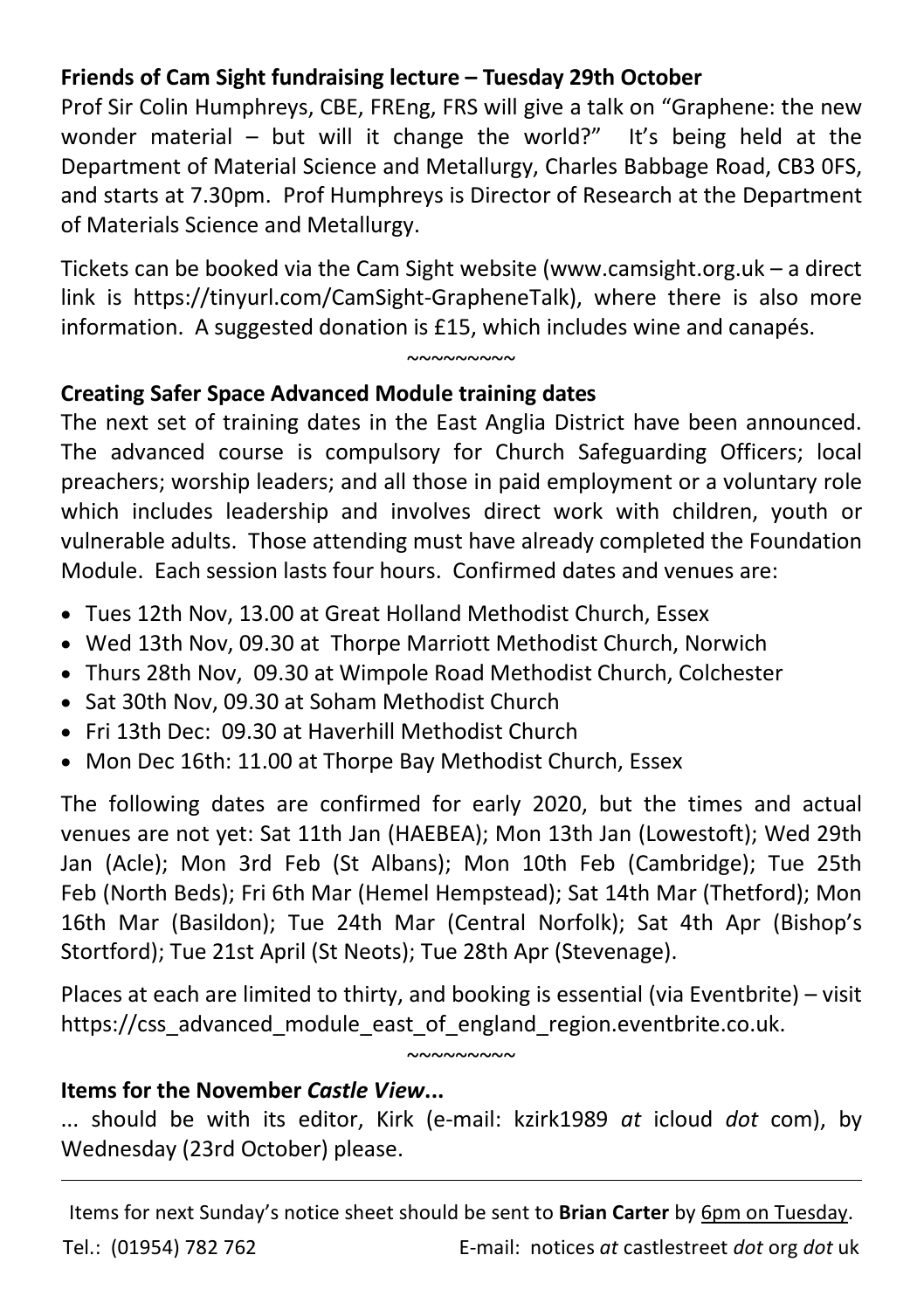**Friends of Cam Sight fundraising lecture – Tuesday 29th October**

Prof Sir Colin Humphreys, CBE, FREng, FRS will give a talk on "Graphene: the new wonder material – but will it change the world?" It's being held at the Department of Material Science and Metallurgy, Charles Babbage Road, CB3 0FS, and starts at 7.30pm. Prof Humphreys is Director of Research at the Department of Materials Science and Metallurgy.

Tickets can be booked via the Cam Sight website (www.camsight.org.uk – a direct link is https://tinyurl.com/CamSight-GrapheneTalk), where there is also more information. A suggested donation is £15, which includes wine and canapés.

~~~~~~~~~

**Creating Safer Space Advanced Module training dates**

The next set of training dates in the East Anglia District have been announced. The advanced course is compulsory for Church Safeguarding Officers; local preachers; worship leaders; and all those in paid employment or a voluntary role which includes leadership and involves direct work with children, youth or vulnerable adults. Those attending must have already completed the Foundation Module. Each session lasts four hours. Confirmed dates and venues are:

- Tues 12th Nov, 13.00 at Great Holland Methodist Church, Essex
- Wed 13th Nov, 09.30 at Thorpe Marriott Methodist Church, Norwich
- Thurs 28th Nov, 09.30 at Wimpole Road Methodist Church, Colchester
- Sat 30th Nov, 09.30 at Soham Methodist Church
- Fri 13th Dec: 09.30 at Haverhill Methodist Church
- Mon Dec 16th: 11.00 at Thorpe Bay Methodist Church, Essex

The following dates are confirmed for early 2020, but the times and actual venues are not yet: Sat 11th Jan (HAEBEA); Mon 13th Jan (Lowestoft); Wed 29th Jan (Acle); Mon 3rd Feb (St Albans); Mon 10th Feb (Cambridge); Tue 25th Feb (North Beds); Fri 6th Mar (Hemel Hempstead); Sat 14th Mar (Thetford); Mon 16th Mar (Basildon); Tue 24th Mar (Central Norfolk); Sat 4th Apr (Bishop's Stortford); Tue 21st April (St Neots); Tue 28th Apr (Stevenage).

Places at each are limited to thirty, and booking is essential (via Eventbrite) – visit https://css_advanced_module_east_of_england_region.eventbrite.co.uk.

~~~~~~~~~

**Items for the November *Castle View*...**

... should be with its editor, Kirk (e-mail: kzirk1989 *at* icloud *dot* com), by Wednesday (23rd October) please.

---

Items for next Sunday's notice sheet should be sent to **Brian Carter** by 6pm on Tuesday.

Tel.: (01954) 782 762 E-mail: notices *at* castlestreet *dot* org *dot* uk